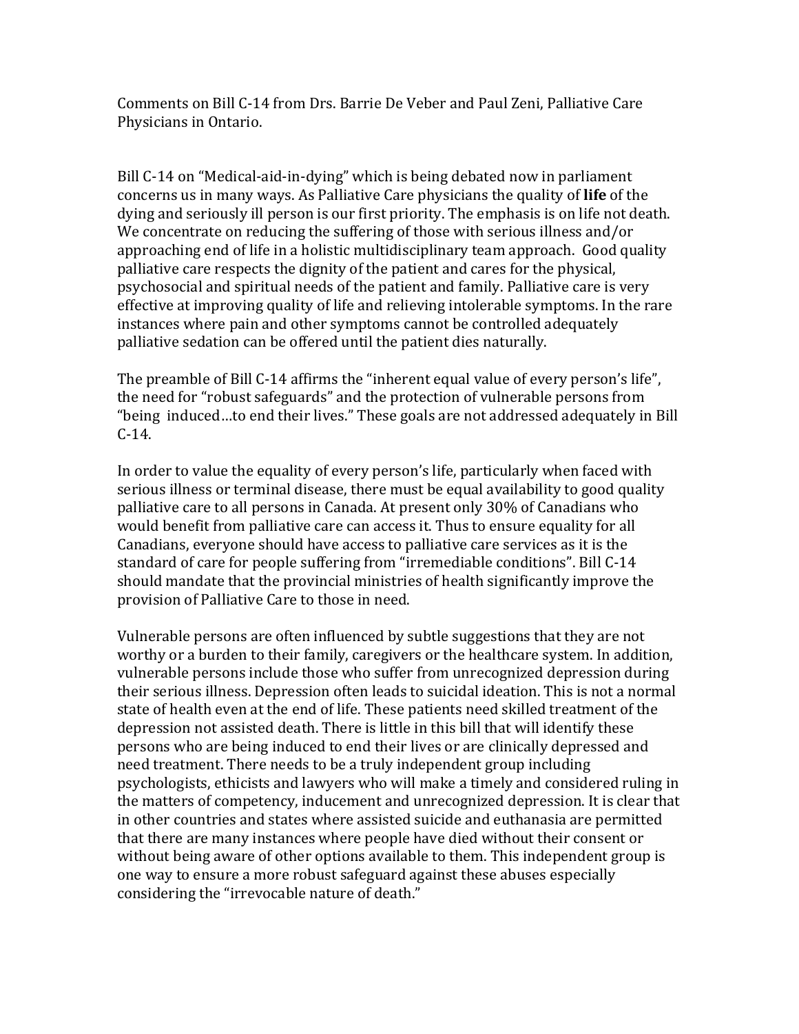Comments on Bill C-14 from Drs. Barrie De Veber and Paul Zeni, Palliative Care Physicians in Ontario.

Bill C-14 on "Medical-aid-in-dying" which is being debated now in parliament concerns us in many ways. As Palliative Care physicians the quality of **life** of the dying and seriously ill person is our first priority. The emphasis is on life not death. We concentrate on reducing the suffering of those with serious illness and/or approaching end of life in a holistic multidisciplinary team approach. Good quality palliative care respects the dignity of the patient and cares for the physical, psychosocial and spiritual needs of the patient and family. Palliative care is very effective at improving quality of life and relieving intolerable symptoms. In the rare instances where pain and other symptoms cannot be controlled adequately palliative sedation can be offered until the patient dies naturally.

The preamble of Bill C-14 affirms the "inherent equal value of every person's life", the need for "robust safeguards" and the protection of vulnerable persons from "being induced…to end their lives." These goals are not addressed adequately in Bill C-14.

In order to value the equality of every person's life, particularly when faced with serious illness or terminal disease, there must be equal availability to good quality palliative care to all persons in Canada. At present only 30% of Canadians who would benefit from palliative care can access it. Thus to ensure equality for all Canadians, everyone should have access to palliative care services as it is the standard of care for people suffering from "irremediable conditions". Bill C-14 should mandate that the provincial ministries of health significantly improve the provision of Palliative Care to those in need.

Vulnerable persons are often influenced by subtle suggestions that they are not worthy or a burden to their family, caregivers or the healthcare system. In addition, vulnerable persons include those who suffer from unrecognized depression during their serious illness. Depression often leads to suicidal ideation. This is not a normal state of health even at the end of life. These patients need skilled treatment of the depression not assisted death. There is little in this bill that will identify these persons who are being induced to end their lives or are clinically depressed and need treatment. There needs to be a truly independent group including psychologists, ethicists and lawyers who will make a timely and considered ruling in the matters of competency, inducement and unrecognized depression. It is clear that in other countries and states where assisted suicide and euthanasia are permitted that there are many instances where people have died without their consent or without being aware of other options available to them. This independent group is one way to ensure a more robust safeguard against these abuses especially considering the "irrevocable nature of death."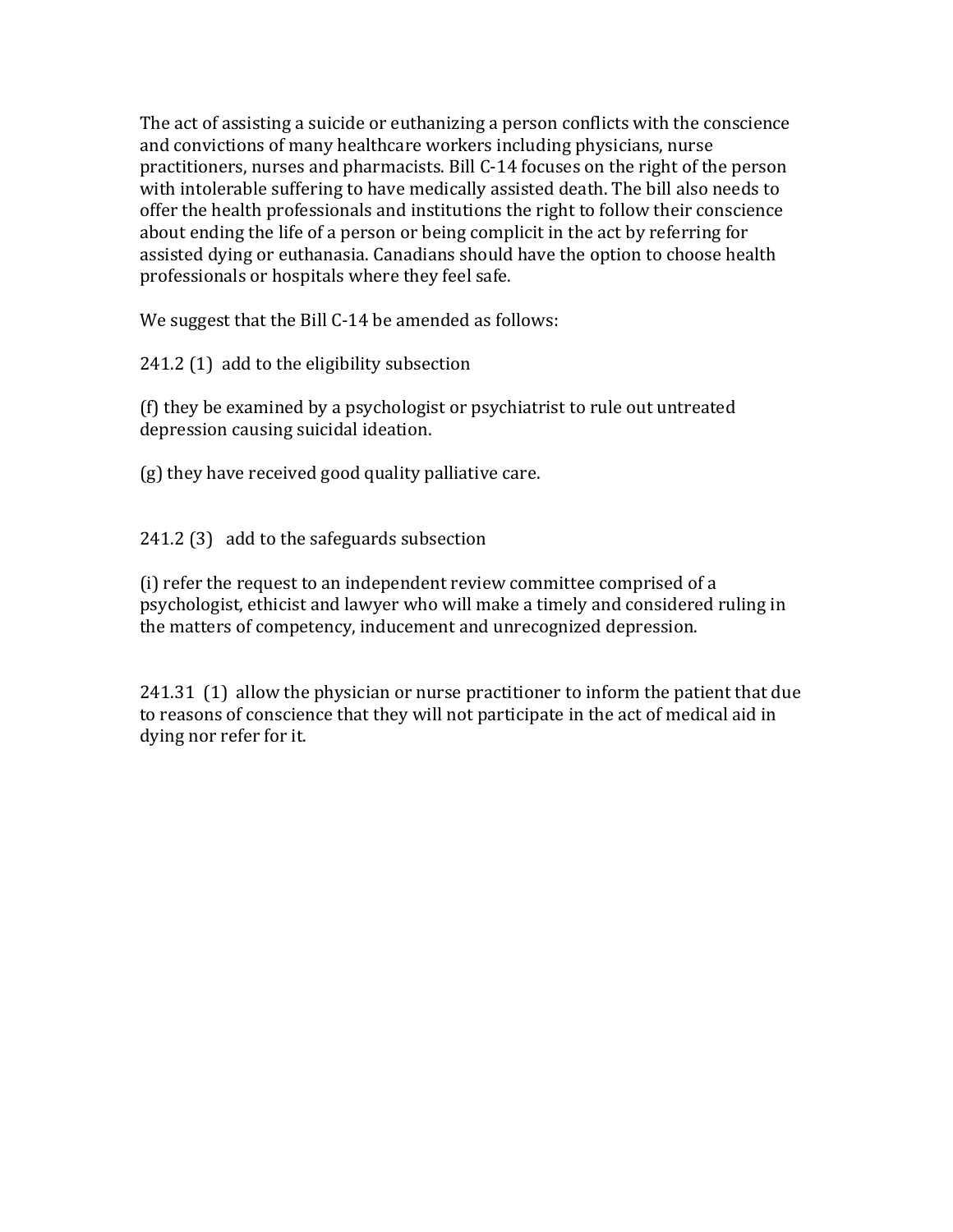The act of assisting a suicide or euthanizing a person conflicts with the conscience and convictions of many healthcare workers including physicians, nurse practitioners, nurses and pharmacists. Bill C-14 focuses on the right of the person with intolerable suffering to have medically assisted death. The bill also needs to offer the health professionals and institutions the right to follow their conscience about ending the life of a person or being complicit in the act by referring for assisted dying or euthanasia. Canadians should have the option to choose health professionals or hospitals where they feel safe.

We suggest that the Bill C-14 be amended as follows:

241.2 (1) add to the eligibility subsection

(f) they be examined by a psychologist or psychiatrist to rule out untreated depression causing suicidal ideation.

(g) they have received good quality palliative care.

241.2 (3) add to the safeguards subsection

(i) refer the request to an independent review committee comprised of a psychologist, ethicist and lawyer who will make a timely and considered ruling in the matters of competency, inducement and unrecognized depression.

241.31 (1) allow the physician or nurse practitioner to inform the patient that due to reasons of conscience that they will not participate in the act of medical aid in dying nor refer for it.